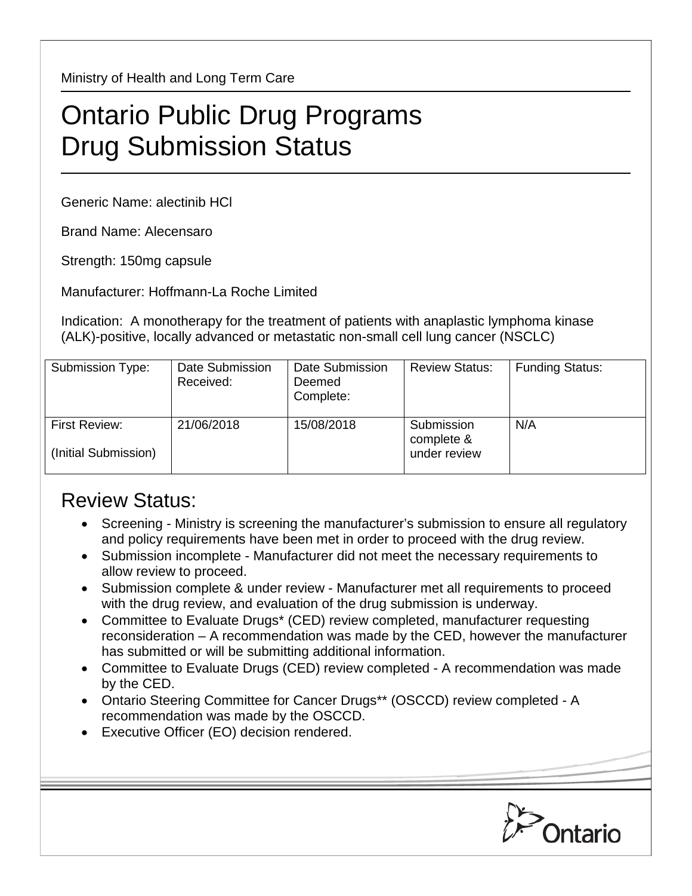Ministry of Health and Long Term Care

# Ontario Public Drug Programs
# Drug Submission Status

Generic Name: alectinib HCl

Brand Name: Alecensaro

Strength: 150mg capsule

Manufacturer: Hoffmann-La Roche Limited

Indication: A monotherapy for the treatment of patients with anaplastic lymphoma kinase (ALK)-positive, locally advanced or metastatic non-small cell lung cancer (NSCLC)

| Submission Type: | Date Submission Received: | Date Submission Deemed Complete: | Review Status: | Funding Status: |
|---|---|---|---|---|
| First Review: (Initial Submission) | 21/06/2018 | 15/08/2018 | Submission complete & under review | N/A |

## Review Status:

- Screening - Ministry is screening the manufacturer's submission to ensure all regulatory and policy requirements have been met in order to proceed with the drug review.
- Submission incomplete - Manufacturer did not meet the necessary requirements to allow review to proceed.
- Submission complete & under review - Manufacturer met all requirements to proceed with the drug review, and evaluation of the drug submission is underway.
- Committee to Evaluate Drugs* (CED) review completed, manufacturer requesting reconsideration – A recommendation was made by the CED, however the manufacturer has submitted or will be submitting additional information.
- Committee to Evaluate Drugs (CED) review completed - A recommendation was made by the CED.
- Ontario Steering Committee for Cancer Drugs** (OSCCD) review completed - A recommendation was made by the OSCCD.
- Executive Officer (EO) decision rendered.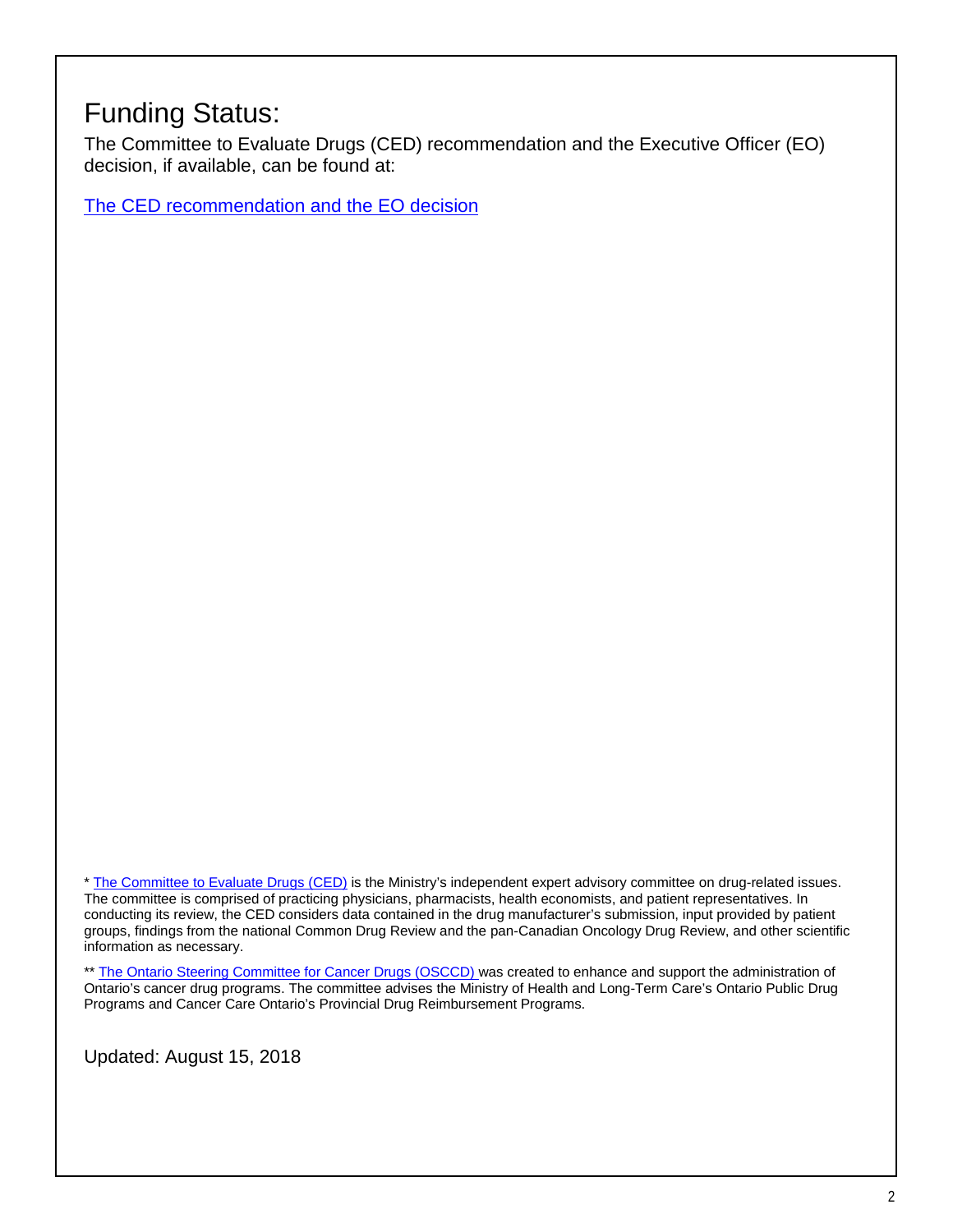# Funding Status:

The Committee to Evaluate Drugs (CED) recommendation and the Executive Officer (EO) decision, if available, can be found at:

[The CED recommendation and the EO decision]

* [The Committee to Evaluate Drugs (CED)] is the Ministry's independent expert advisory committee on drug-related issues. The committee is comprised of practicing physicians, pharmacists, health economists, and patient representatives. In conducting its review, the CED considers data contained in the drug manufacturer's submission, input provided by patient groups, findings from the national Common Drug Review and the pan-Canadian Oncology Drug Review, and other scientific information as necessary.

** [The Ontario Steering Committee for Cancer Drugs (OSCCD)] was created to enhance and support the administration of Ontario's cancer drug programs. The committee advises the Ministry of Health and Long-Term Care's Ontario Public Drug Programs and Cancer Care Ontario's Provincial Drug Reimbursement Programs.

Updated: August 15, 2018